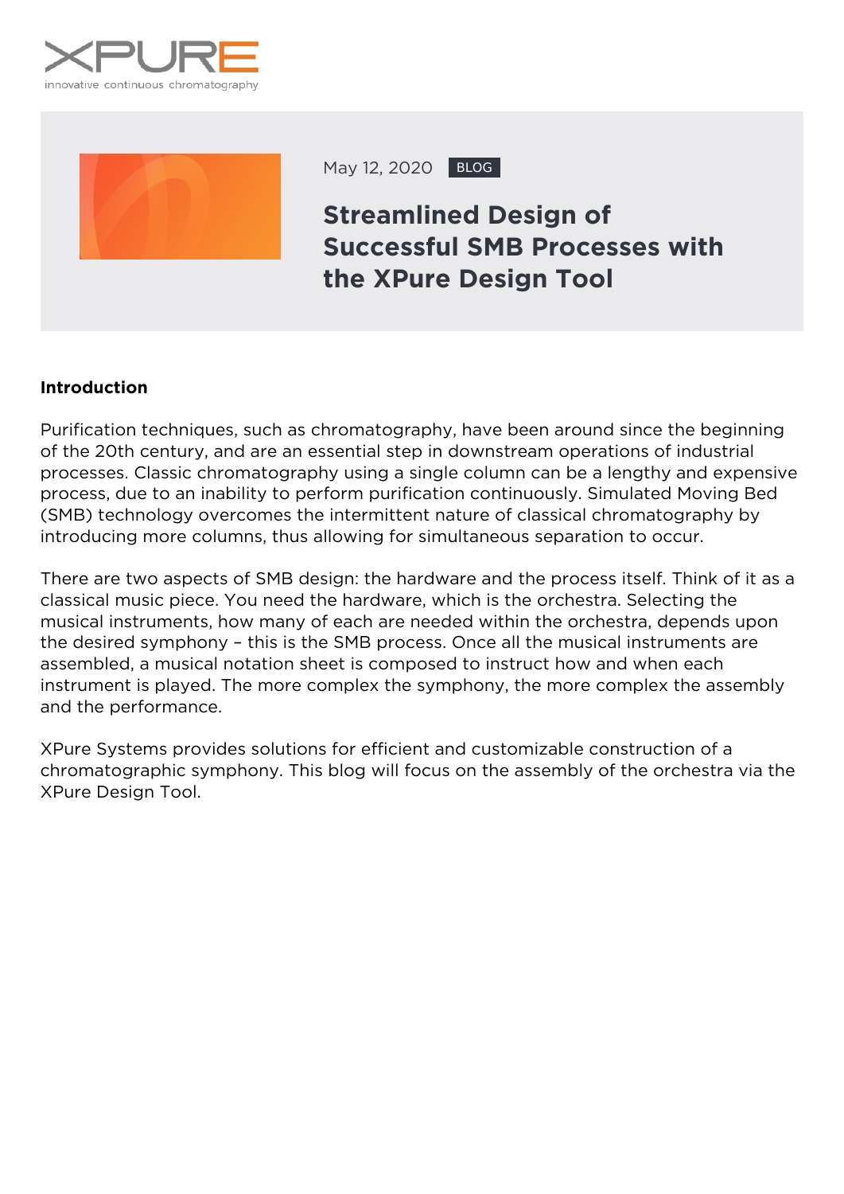XPURE
innovative continuous chromatography

May 12, 2020 BLOG

# Streamlined Design of Successful SMB Processes with the XPure Design Tool

**Introduction**

Purification techniques, such as chromatography, have been around since the beginning of the 20th century, and are an essential step in downstream operations of industrial processes. Classic chromatography using a single column can be a lengthy and expensive process, due to an inability to perform purification continuously. Simulated Moving Bed (SMB) technology overcomes the intermittent nature of classical chromatography by introducing more columns, thus allowing for simultaneous separation to occur.

There are two aspects of SMB design: the hardware and the process itself. Think of it as a classical music piece. You need the hardware, which is the orchestra. Selecting the musical instruments, how many of each are needed within the orchestra, depends upon the desired symphony – this is the SMB process. Once all the musical instruments are assembled, a musical notation sheet is composed to instruct how and when each instrument is played. The more complex the symphony, the more complex the assembly and the performance.

XPure Systems provides solutions for efficient and customizable construction of a chromatographic symphony. This blog will focus on the assembly of the orchestra via the XPure Design Tool.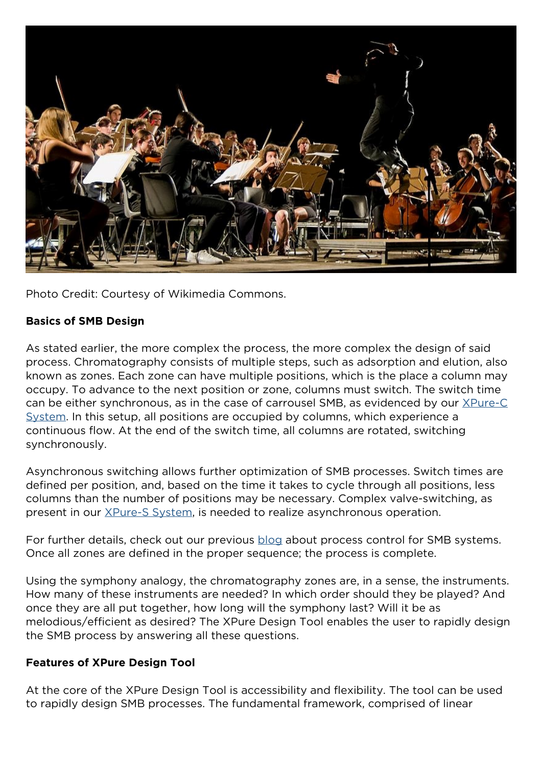Photo Credit: Courtesy of Wikimedia Commons.

**Basics of SMB Design**

As stated earlier, the more complex the process, the more complex the design of said process. Chromatography consists of multiple steps, such as adsorption and elution, also known as zones. Each zone can have multiple positions, which is the place a column may occupy. To advance to the next position or zone, columns must switch. The switch time can be either synchronous, as in the case of carrousel SMB, as evidenced by our [XPure-C System](). In this setup, all positions are occupied by columns, which experience a continuous flow. At the end of the switch time, all columns are rotated, switching synchronously.

Asynchronous switching allows further optimization of SMB processes. Switch times are defined per position, and, based on the time it takes to cycle through all positions, less columns than the number of positions may be necessary. Complex valve-switching, as present in our [XPure-S System](), is needed to realize asynchronous operation.

For further details, check out our previous [blog]() about process control for SMB systems. Once all zones are defined in the proper sequence; the process is complete.

Using the symphony analogy, the chromatography zones are, in a sense, the instruments. How many of these instruments are needed? In which order should they be played? And once they are all put together, how long will the symphony last? Will it be as melodious/efficient as desired? The XPure Design Tool enables the user to rapidly design the SMB process by answering all these questions.

**Features of XPure Design Tool**

At the core of the XPure Design Tool is accessibility and flexibility. The tool can be used to rapidly design SMB processes. The fundamental framework, comprised of linear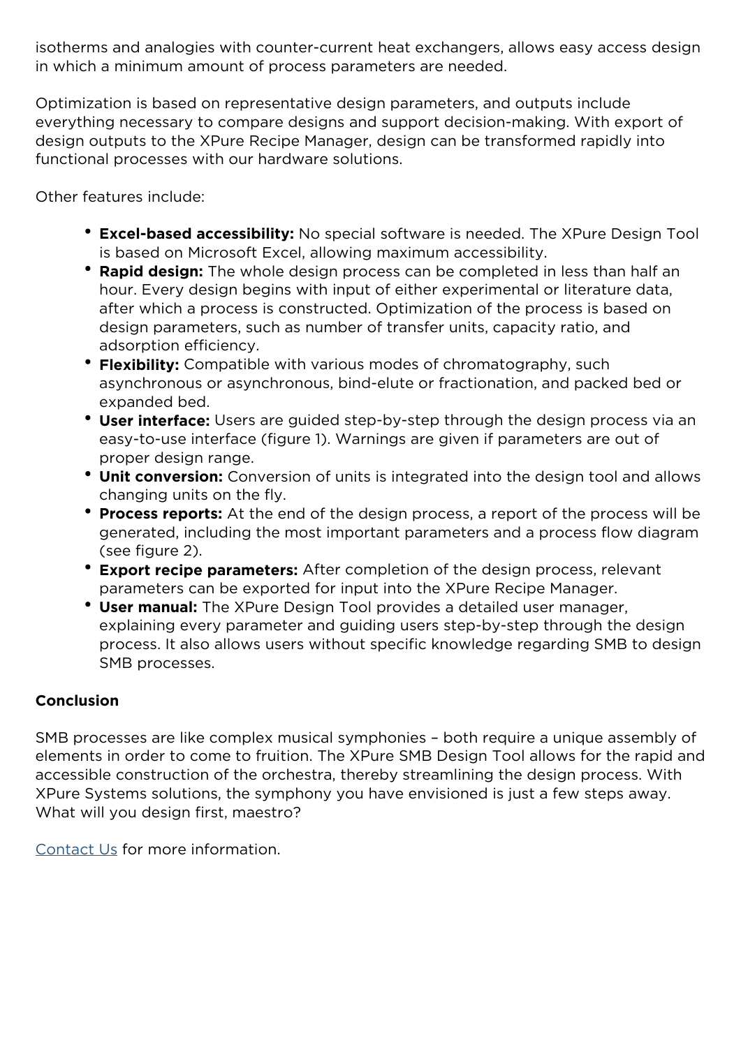isotherms and analogies with counter-current heat exchangers, allows easy access design in which a minimum amount of process parameters are needed.

Optimization is based on representative design parameters, and outputs include everything necessary to compare designs and support decision-making. With export of design outputs to the XPure Recipe Manager, design can be transformed rapidly into functional processes with our hardware solutions.

Other features include:

- **Excel-based accessibility:** No special software is needed. The XPure Design Tool is based on Microsoft Excel, allowing maximum accessibility.
- **Rapid design:** The whole design process can be completed in less than half an hour. Every design begins with input of either experimental or literature data, after which a process is constructed. Optimization of the process is based on design parameters, such as number of transfer units, capacity ratio, and adsorption efficiency.
- **Flexibility:** Compatible with various modes of chromatography, such asynchronous or asynchronous, bind-elute or fractionation, and packed bed or expanded bed.
- **User interface:** Users are guided step-by-step through the design process via an easy-to-use interface (figure 1). Warnings are given if parameters are out of proper design range.
- **Unit conversion:** Conversion of units is integrated into the design tool and allows changing units on the fly.
- **Process reports:** At the end of the design process, a report of the process will be generated, including the most important parameters and a process flow diagram (see figure 2).
- **Export recipe parameters:** After completion of the design process, relevant parameters can be exported for input into the XPure Recipe Manager.
- **User manual:** The XPure Design Tool provides a detailed user manager, explaining every parameter and guiding users step-by-step through the design process. It also allows users without specific knowledge regarding SMB to design SMB processes.

## Conclusion

SMB processes are like complex musical symphonies – both require a unique assembly of elements in order to come to fruition. The XPure SMB Design Tool allows for the rapid and accessible construction of the orchestra, thereby streamlining the design process. With XPure Systems solutions, the symphony you have envisioned is just a few steps away. What will you design first, maestro?

Contact Us for more information.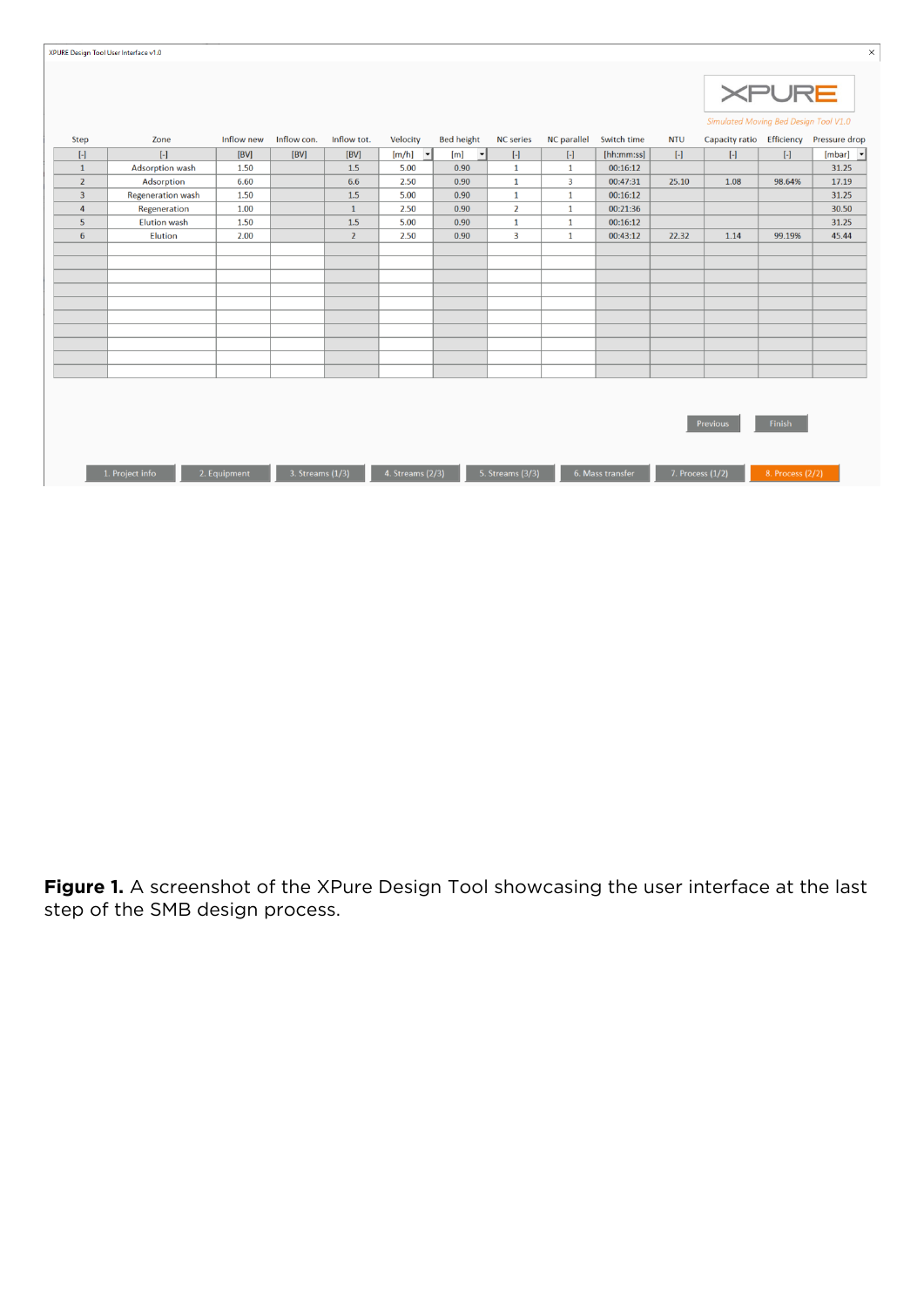XPURE Design Tool User Interface v1.0

XPURE

*Simulated Moving Bed Design Tool V1.0*

| Step | Zone | Inflow new | Inflow con. | Inflow tot. | Velocity | Bed height | NC series | NC parallel | Switch time | NTU | Capacity ratio | Efficiency | Pressure drop |
|---|---|---|---|---|---|---|---|---|---|---|---|---|---|
| [-] | [-] | [BV] | [BV] | [BV] | [m/h] | [m] | [-] | [-] | [hh:mm:ss] | [-] | [-] | [-] | [mbar] |
| 1 | Adsorption wash | 1.50 | | 1.5 | 5.00 | 0.90 | 1 | 1 | 00:16:12 | | | | 31.25 |
| 2 | Adsorption | 6.60 | | 6.6 | 2.50 | 0.90 | 1 | 3 | 00:47:31 | 25.10 | 1.08 | 98.64% | 17.19 |
| 3 | Regeneration wash | 1.50 | | 1.5 | 5.00 | 0.90 | 1 | 1 | 00:16:12 | | | | 31.25 |
| 4 | Regeneration | 1.00 | | 1 | 2.50 | 0.90 | 2 | 1 | 00:21:36 | | | | 30.50 |
| 5 | Elution wash | 1.50 | | 1.5 | 5.00 | 0.90 | 1 | 1 | 00:16:12 | | | | 31.25 |
| 6 | Elution | 2.00 | | 2 | 2.50 | 0.90 | 3 | 1 | 00:43:12 | 22.32 | 1.14 | 99.19% | 45.44 |

Previous | Finish

1. Project info | 2. Equipment | 3. Streams (1/3) | 4. Streams (2/3) | 5. Streams (3/3) | 6. Mass transfer | 7. Process (1/2) | 8. Process (2/2)

**Figure 1.** A screenshot of the XPure Design Tool showcasing the user interface at the last step of the SMB design process.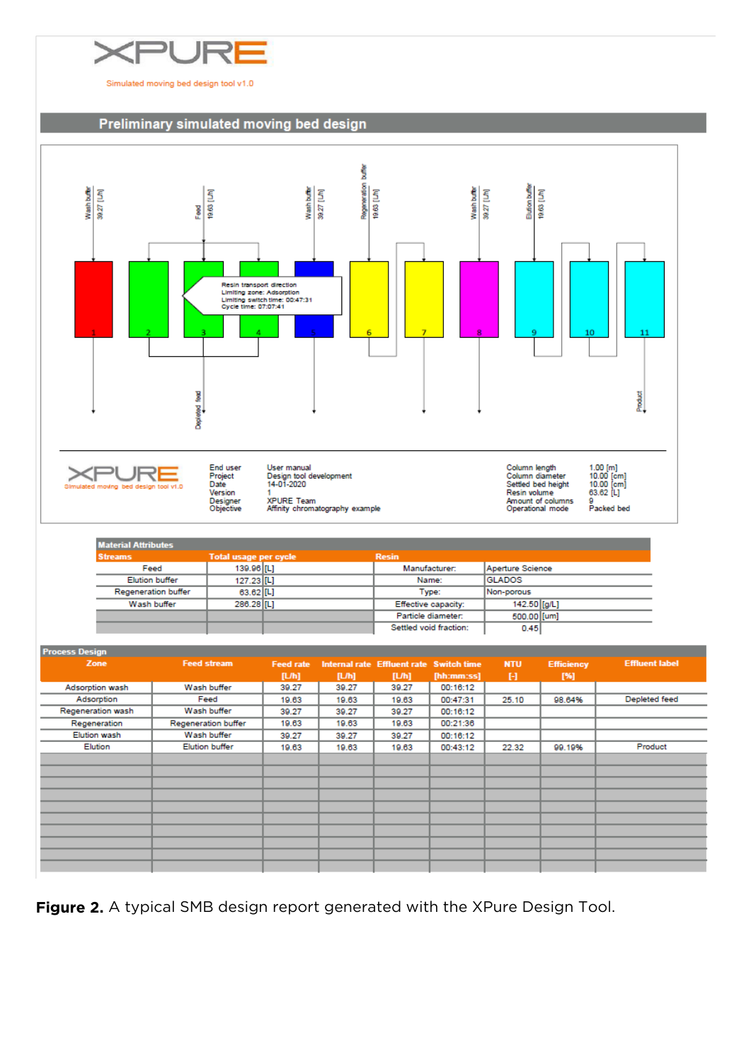XPURE

Simulated moving bed design tool v1.0

## Preliminary simulated moving bed design

Wash buffer 39.27 [L/h]

Feed 19.63 [L/h]

Wash buffer 39.27 [L/h]

Regeneration buffer 19.63 [L/h]

Wash buffer 39.27 [L/h]

Elution buffer 19.63 [L/h]

Resin transport direction
Limiting zone: Adsorption
Limiting switch time: 00:47:31
Cycle time: 07:07:41

1 2 3 4 5 6 7 8 9 10 11

Depleted feed

Product

XPURE Simulated moving bed design tool v1.0

| | | | |
|---|---|---|---|
| End user | User manual | Column length | 1.00 [m] |
| Project | Design tool development | Column diameter | 10.00 [cm] |
| Date | 14-01-2020 | Settled bed height | 10.00 [cm] |
| Version | 1 | Resin volume | 63.62 [L] |
| Designer | XPURE Team | Amount of columns | 9 |
| Objective | Affinity chromatography example | Operational mode | Packed bed |

**Material Attributes**

| Streams | Total usage per cycle | | Resin | |
|---|---|---|---|---|
| Feed | 139.96 | [L] | Manufacturer: | Aperture Science |
| Elution buffer | 127.23 | [L] | Name: | GLADOS |
| Regeneration buffer | 63.62 | [L] | Type: | Non-porous |
| Wash buffer | 286.28 | [L] | Effective capacity: | 142.50 [g/L] |
| | | | Particle diameter: | 500.00 [um] |
| | | | Settled void fraction: | 0.45 |

**Process Design**

| Zone | Feed stream | Feed rate [L/h] | Internal rate [L/h] | Effluent rate [L/h] | Switch time [hh:mm:ss] | NTU [-] | Efficiency [%] | Effluent label |
|---|---|---|---|---|---|---|---|---|
| Adsorption wash | Wash buffer | 39.27 | 39.27 | 39.27 | 00:16:12 | | | |
| Adsorption | Feed | 19.63 | 19.63 | 19.63 | 00:47:31 | 25.10 | 98.64% | Depleted feed |
| Regeneration wash | Wash buffer | 39.27 | 39.27 | 39.27 | 00:16:12 | | | |
| Regeneration | Regeneration buffer | 19.63 | 19.63 | 19.63 | 00:21:36 | | | |
| Elution wash | Wash buffer | 39.27 | 39.27 | 39.27 | 00:16:12 | | | |
| Elution | Elution buffer | 19.63 | 19.63 | 19.63 | 00:43:12 | 22.32 | 99.19% | Product |

**Figure 2.** A typical SMB design report generated with the XPure Design Tool.